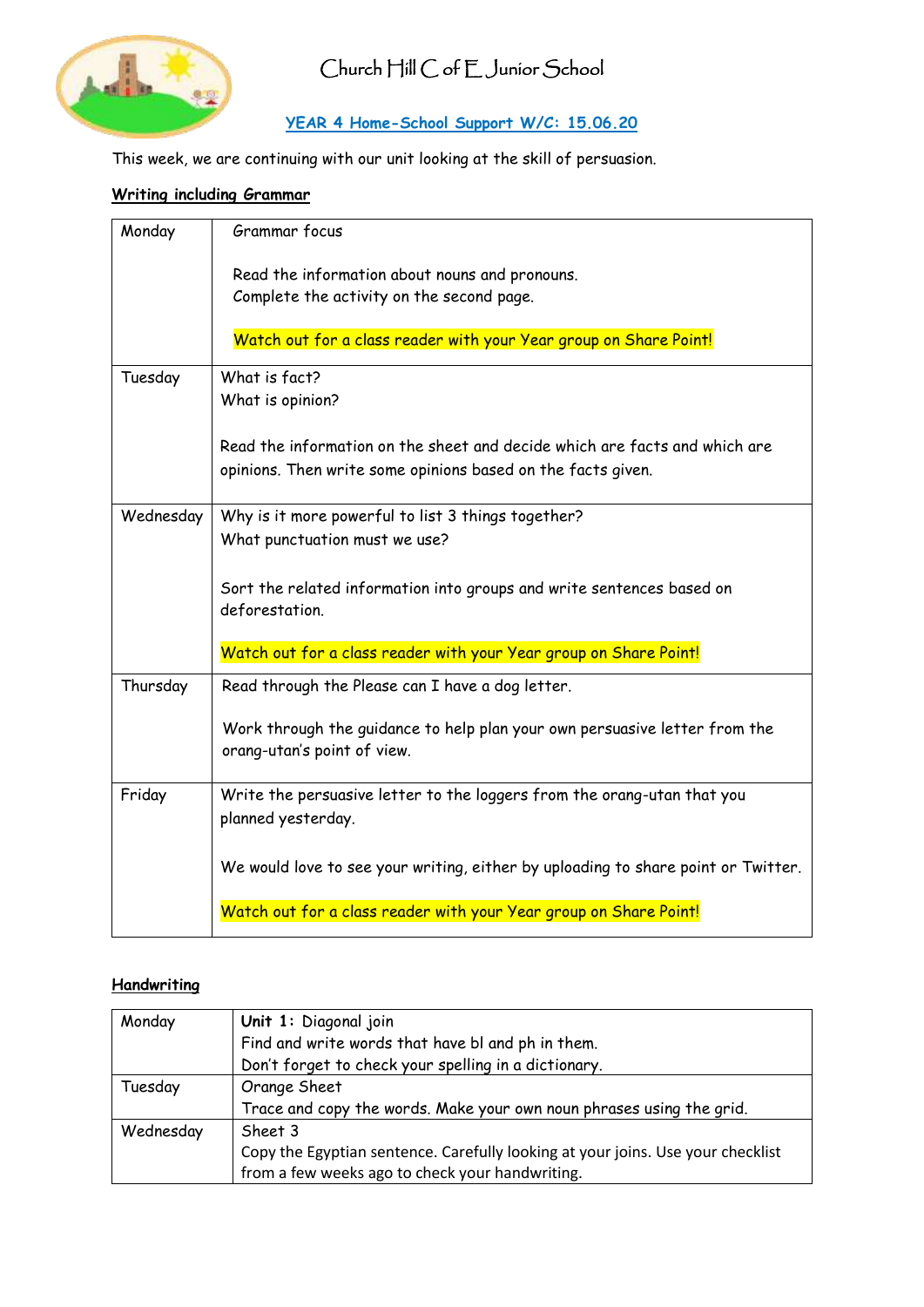# Church Hill C of E Junior School

## YEAR 4 Home-School Support W/C: 15.06.20

This week, we are continuing with our unit looking at the skill of persuasion.

### Writing including Grammar

| | |
|---|---|
| Monday | Grammar focus<br><br>Read the information about nouns and pronouns.<br>Complete the activity on the second page.<br><br>Watch out for a class reader with your Year group on Share Point! |
| Tuesday | What is fact?<br>What is opinion?<br><br>Read the information on the sheet and decide which are facts and which are opinions. Then write some opinions based on the facts given. |
| Wednesday | Why is it more powerful to list 3 things together?<br>What punctuation must we use?<br><br>Sort the related information into groups and write sentences based on deforestation.<br><br>Watch out for a class reader with your Year group on Share Point! |
| Thursday | Read through the Please can I have a dog letter.<br><br>Work through the guidance to help plan your own persuasive letter from the orang-utan's point of view. |
| Friday | Write the persuasive letter to the loggers from the orang-utan that you planned yesterday.<br><br>We would love to see your writing, either by uploading to share point or Twitter.<br><br>Watch out for a class reader with your Year group on Share Point! |

### Handwriting

| | |
|---|---|
| Monday | **Unit 1:** Diagonal join<br>Find and write words that have bl and ph in them.<br>Don't forget to check your spelling in a dictionary. |
| Tuesday | Orange Sheet<br>Trace and copy the words. Make your own noun phrases using the grid. |
| Wednesday | Sheet 3<br>Copy the Egyptian sentence. Carefully looking at your joins. Use your checklist from a few weeks ago to check your handwriting. |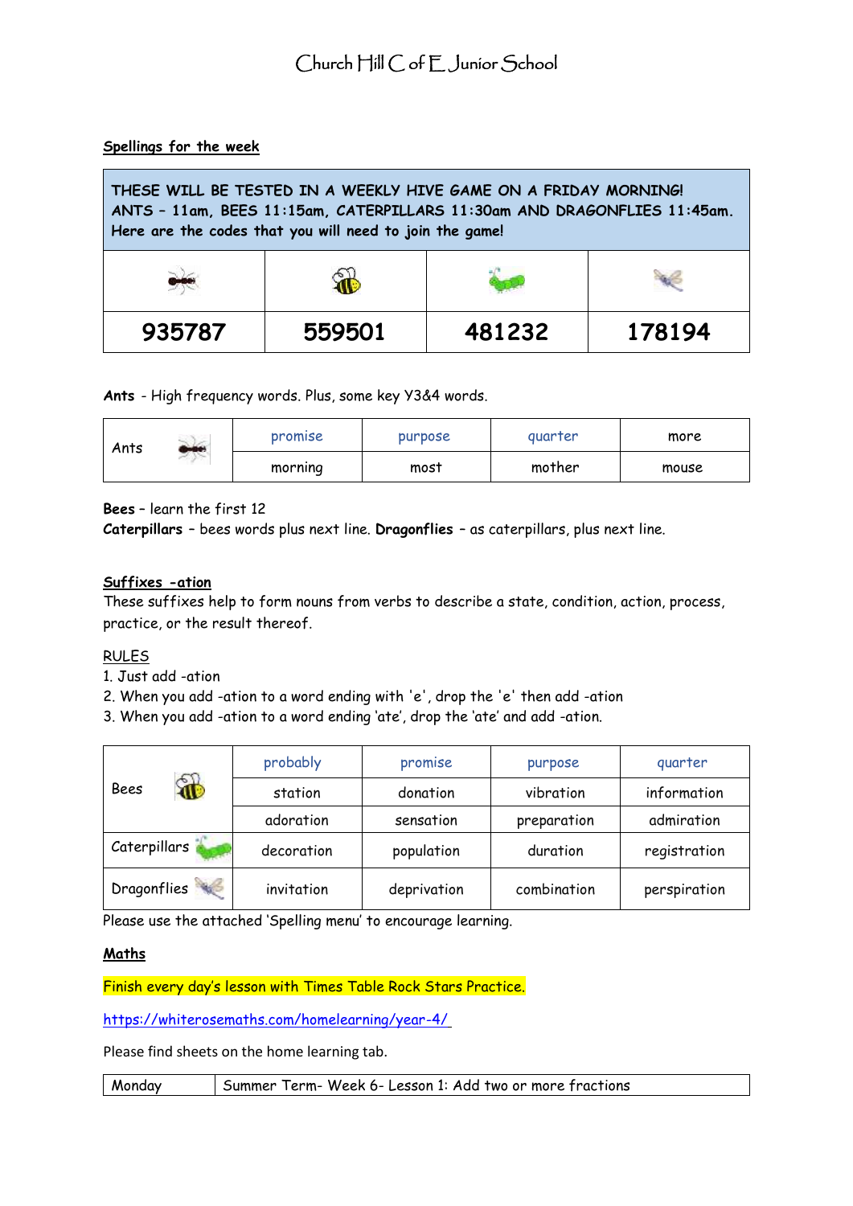Church Hill C of E Junior School

**Spellings for the week**

| THESE WILL BE TESTED IN A WEEKLY HIVE GAME ON A FRIDAY MORNING! ANTS – 11am, BEES 11:15am, CATERPILLARS 11:30am AND DRAGONFLIES 11:45am. Here are the codes that you will need to join the game! | | | |
|---|---|---|---|
| Ants | Bees | Caterpillars | Dragonflies |
| **935787** | **559501** | **481232** | **178194** |

**Ants** - High frequency words. Plus, some key Y3&4 words.

| Ants | promise | purpose | quarter | more |
|---|---|---|---|---|
| | morning | most | mother | mouse |

**Bees** – learn the first 12
**Caterpillars** – bees words plus next line. **Dragonflies** – as caterpillars, plus next line.

**Suffixes -ation**

These suffixes help to form nouns from verbs to describe a state, condition, action, process, practice, or the result thereof.

RULES
1. Just add -ation
2. When you add -ation to a word ending with 'e', drop the 'e' then add -ation
3. When you add -ation to a word ending 'ate', drop the 'ate' and add -ation.

| Bees | probably | promise | purpose | quarter |
|---|---|---|---|---|
| | station | donation | vibration | information |
| | adoration | sensation | preparation | admiration |
| Caterpillars | decoration | population | duration | registration |
| Dragonflies | invitation | deprivation | combination | perspiration |

Please use the attached 'Spelling menu' to encourage learning.

**Maths**

Finish every day's lesson with Times Table Rock Stars Practice.

https://whiterosemaths.com/homelearning/year-4/

Please find sheets on the home learning tab.

| Monday | Summer Term- Week 6- Lesson 1: Add two or more fractions |
|---|---|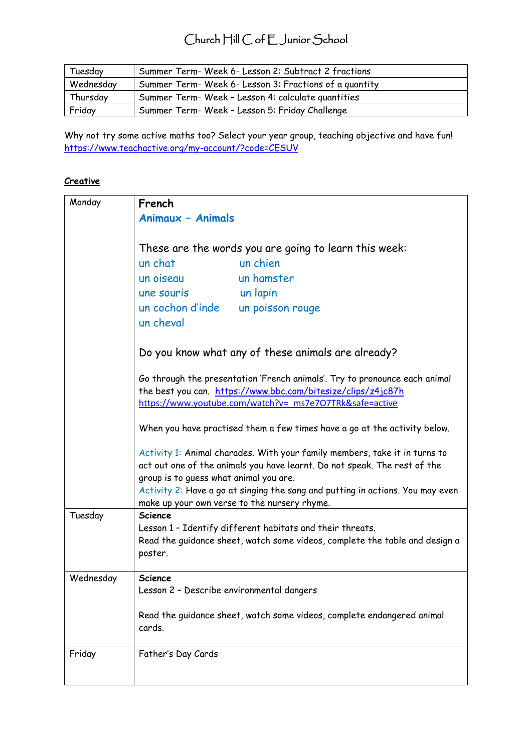| | |
|---|---|
| Tuesday | Summer Term- Week 6- Lesson 2: Subtract 2 fractions |
| Wednesday | Summer Term- Week 6- Lesson 3: Fractions of a quantity |
| Thursday | Summer Term- Week – Lesson 4: calculate quantities |
| Friday | Summer Term- Week – Lesson 5: Friday Challenge |

Why not try some active maths too? Select your year group, teaching objective and have fun!
https://www.teachactive.org/my-account/?code=CESUV

**Creative**

| | |
|---|---|
| Monday | **French**<br>**Animaux – Animals**<br><br>These are the words you are going to learn this week:<br>un chat — un chien<br>un oiseau — un hamster<br>une souris — un lapin<br>un cochon d'inde — un poisson rouge<br>un cheval<br><br>Do you know what any of these animals are already?<br><br>Go through the presentation 'French animals'. Try to pronounce each animal the best you can. https://www.bbc.com/bitesize/clips/z4jc87h<br>https://www.youtube.com/watch?v=_ms7e7O7TRk&safe=active<br><br>When you have practised them a few times have a go at the activity below.<br><br>Activity 1: Animal charades. With your family members, take it in turns to act out one of the animals you have learnt. Do not speak. The rest of the group is to guess what animal you are.<br>Activity 2: Have a go at singing the song and putting in actions. You may even make up your own verse to the nursery rhyme. |
| Tuesday | **Science**<br>Lesson 1 – Identify different habitats and their threats.<br>Read the guidance sheet, watch some videos, complete the table and design a poster. |
| Wednesday | **Science**<br>Lesson 2 – Describe environmental dangers<br><br>Read the guidance sheet, watch some videos, complete endangered animal cards. |
| Friday | Father's Day Cards |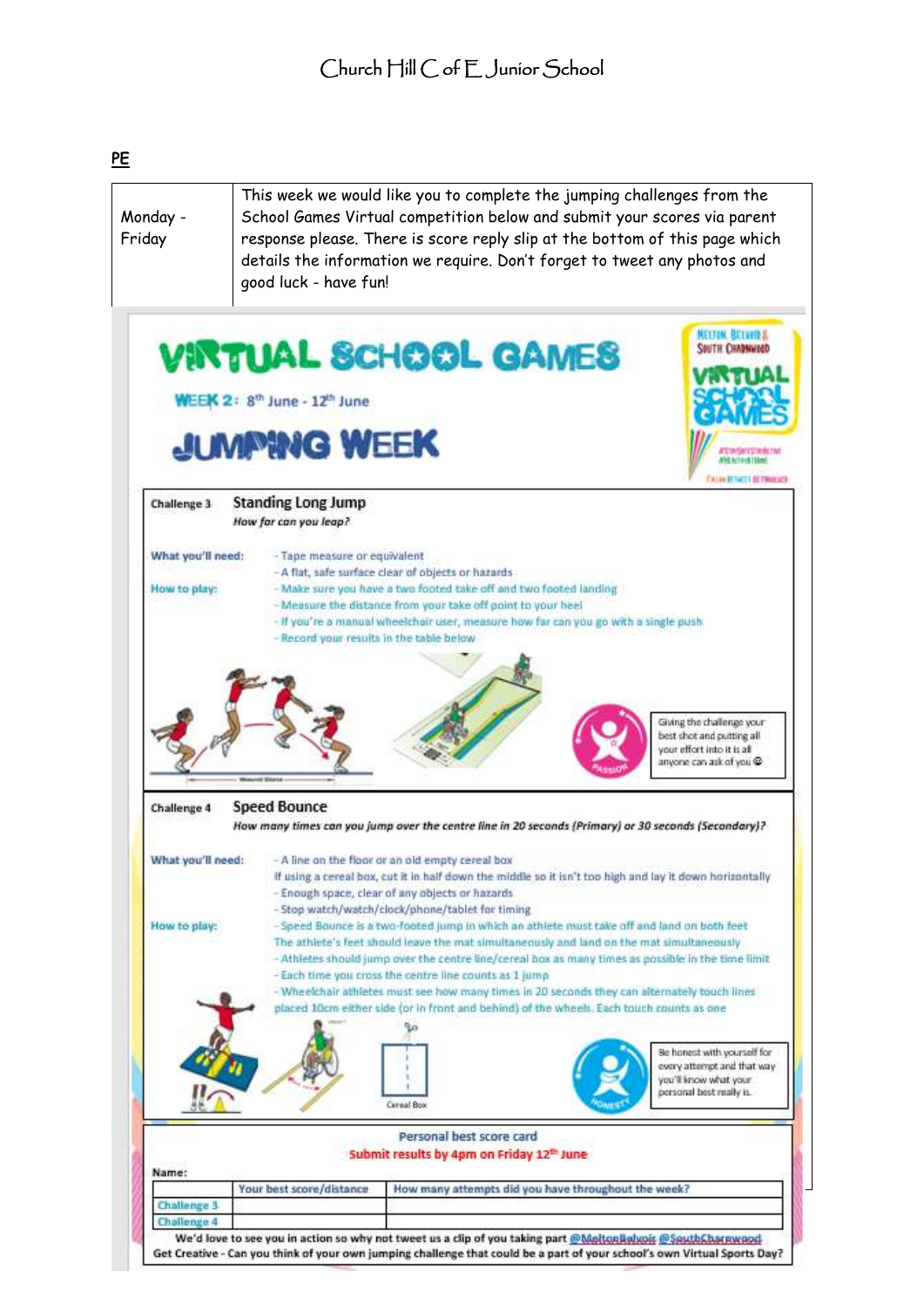# Church Hill C of E Junior School

## PE

| Monday - Friday | This week we would like you to complete the jumping challenges from the School Games Virtual competition below and submit your scores via parent response please. There is score reply slip at the bottom of this page which details the information we require. Don't forget to tweet any photos and good luck - have fun! |
|---|---|

# VIRTUAL SCHOOL GAMES

**WEEK 2:** 8th June - 12th June

# JUMPING WEEK

MELTON, BELVOIR & SOUTH CHARNWOOD VIRTUAL SCHOOL GAMES

### Challenge 3 — Standing Long Jump

*How far can you leap?*

**What you'll need:**

- Tape measure or equivalent
- A flat, safe surface clear of objects or hazards

**How to play:**

- Make sure you have a two footed take off and two footed landing
- Measure the distance from your take off point to your heel
- If you're a manual wheelchair user, measure how far can you go with a single push
- Record your results in the table below

Giving the challenge your best shot and putting all your effort into it is all anyone can ask of you ☺

### Challenge 4 — Speed Bounce

*How many times can you jump over the centre line in 20 seconds (Primary) or 30 seconds (Secondary)?*

**What you'll need:**

- A line on the floor or an old empty cereal box
  If using a cereal box, cut it in half down the middle so it isn't too high and lay it down horizontally
- Enough space, clear of any objects or hazards
- Stop watch/watch/clock/phone/tablet for timing

**How to play:**

- Speed Bounce is a two-footed jump in which an athlete must take off and land on both feet
  The athlete's feet should leave the mat simultaneously and land on the mat simultaneously
- Athletes should jump over the centre line/cereal box as many times as possible in the time limit
- Each time you cross the centre line counts as 1 jump
- Wheelchair athletes must see how many times in 20 seconds they can alternately touch lines placed 10cm either side (or in front and behind) of the wheels. Each touch counts as one

Cereal Box

Be honest with yourself for every attempt and that way you'll know what your personal best really is.

### Personal best score card

**Submit results by 4pm on Friday 12th June**

Name:

| | Your best score/distance | How many attempts did you have throughout the week? |
|---|---|---|
| Challenge 3 | | |
| Challenge 4 | | |

We'd love to see you in action so why not tweet us a clip of you taking part @MeltonBelvoir @SouthCharnwood

Get Creative - Can you think of your own jumping challenge that could be a part of your school's own Virtual Sports Day?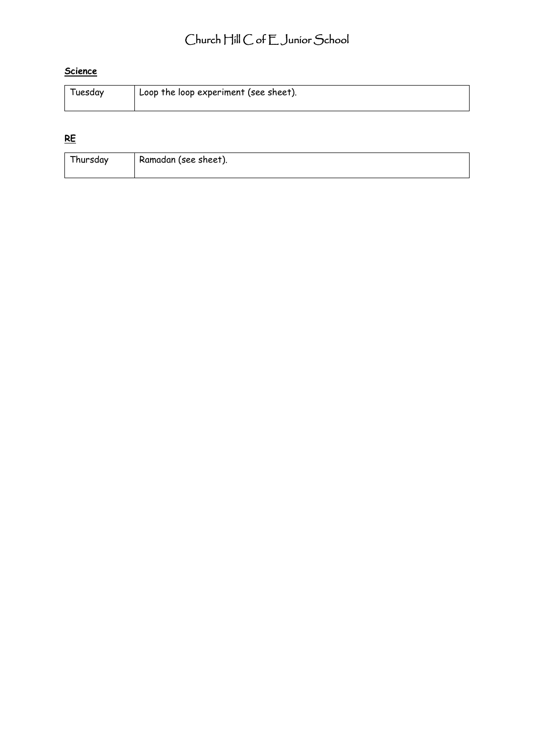**Science**

| | |
|---|---|
| Tuesday | Loop the loop experiment (see sheet). |

**RE**

| | |
|---|---|
| Thursday | Ramadan (see sheet). |